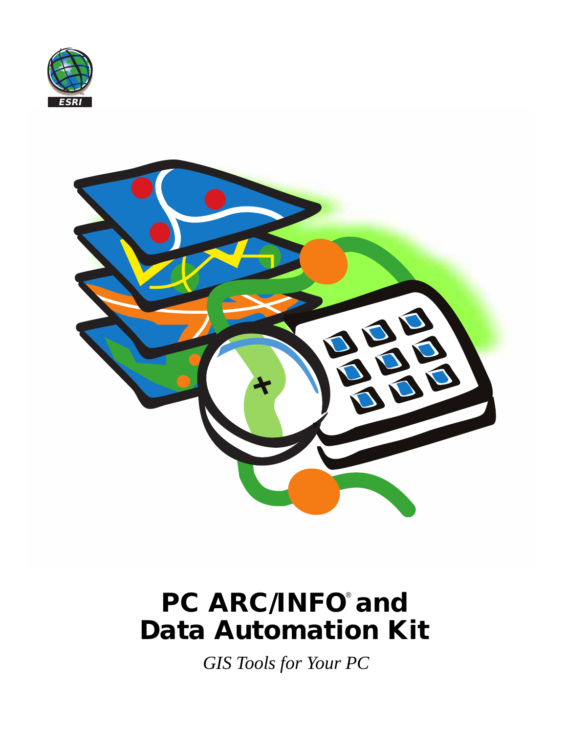ESRI

# PC ARC/INFO® and Data Automation Kit

*GIS Tools for Your PC*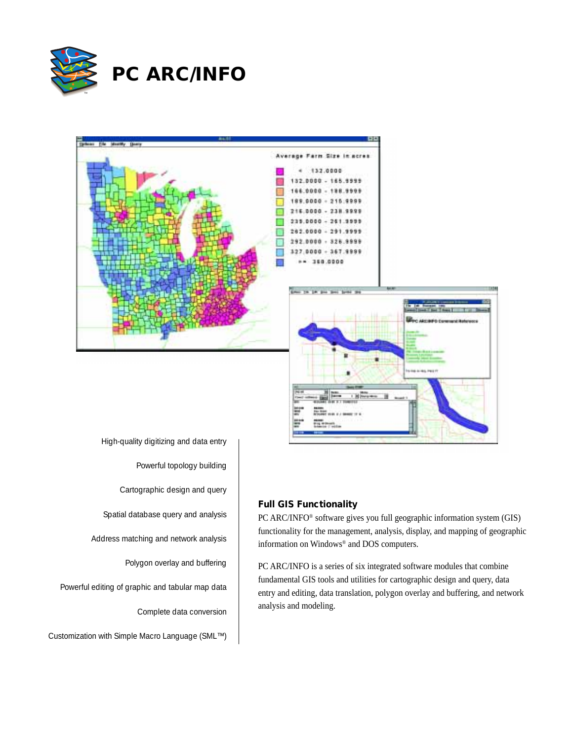# PC ARC/INFO

High-quality digitizing and data entry

Powerful topology building

Cartographic design and query

Spatial database query and analysis

Address matching and network analysis

Polygon overlay and buffering

Powerful editing of graphic and tabular map data

Complete data conversion

Customization with Simple Macro Language (SML™)

## Full GIS Functionality

PC ARC/INFO® software gives you full geographic information system (GIS) functionality for the management, analysis, display, and mapping of geographic information on Windows® and DOS computers.

PC ARC/INFO is a series of six integrated software modules that combine fundamental GIS tools and utilities for cartographic design and query, data entry and editing, data translation, polygon overlay and buffering, and network analysis and modeling.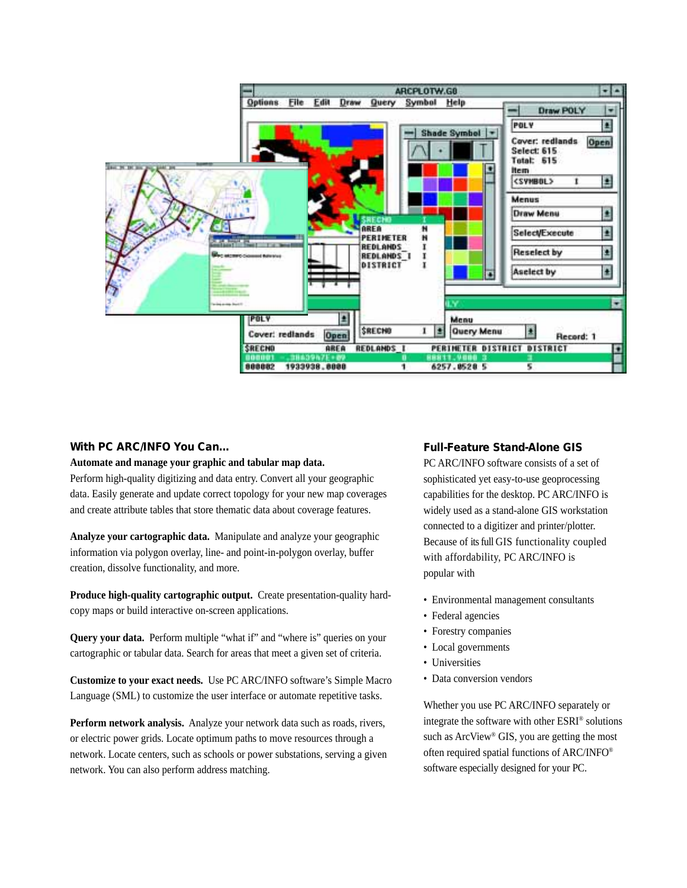## With PC ARC/INFO You Can...

**Automate and manage your graphic and tabular map data.** Perform high-quality digitizing and data entry. Convert all your geographic data. Easily generate and update correct topology for your new map coverages and create attribute tables that store thematic data about coverage features.

**Analyze your cartographic data.** Manipulate and analyze your geographic information via polygon overlay, line- and point-in-polygon overlay, buffer creation, dissolve functionality, and more.

**Produce high-quality cartographic output.** Create presentation-quality hard-copy maps or build interactive on-screen applications.

**Query your data.** Perform multiple "what if" and "where is" queries on your cartographic or tabular data. Search for areas that meet a given set of criteria.

**Customize to your exact needs.** Use PC ARC/INFO software's Simple Macro Language (SML) to customize the user interface or automate repetitive tasks.

**Perform network analysis.** Analyze your network data such as roads, rivers, or electric power grids. Locate optimum paths to move resources through a network. Locate centers, such as schools or power substations, serving a given network. You can also perform address matching.

## Full-Feature Stand-Alone GIS

PC ARC/INFO software consists of a set of sophisticated yet easy-to-use geoprocessing capabilities for the desktop. PC ARC/INFO is widely used as a stand-alone GIS workstation connected to a digitizer and printer/plotter. Because of its full GIS functionality coupled with affordability, PC ARC/INFO is popular with

- Environmental management consultants
- Federal agencies
- Forestry companies
- Local governments
- Universities
- Data conversion vendors

Whether you use PC ARC/INFO separately or integrate the software with other ESRI® solutions such as ArcView® GIS, you are getting the most often required spatial functions of ARC/INFO® software especially designed for your PC.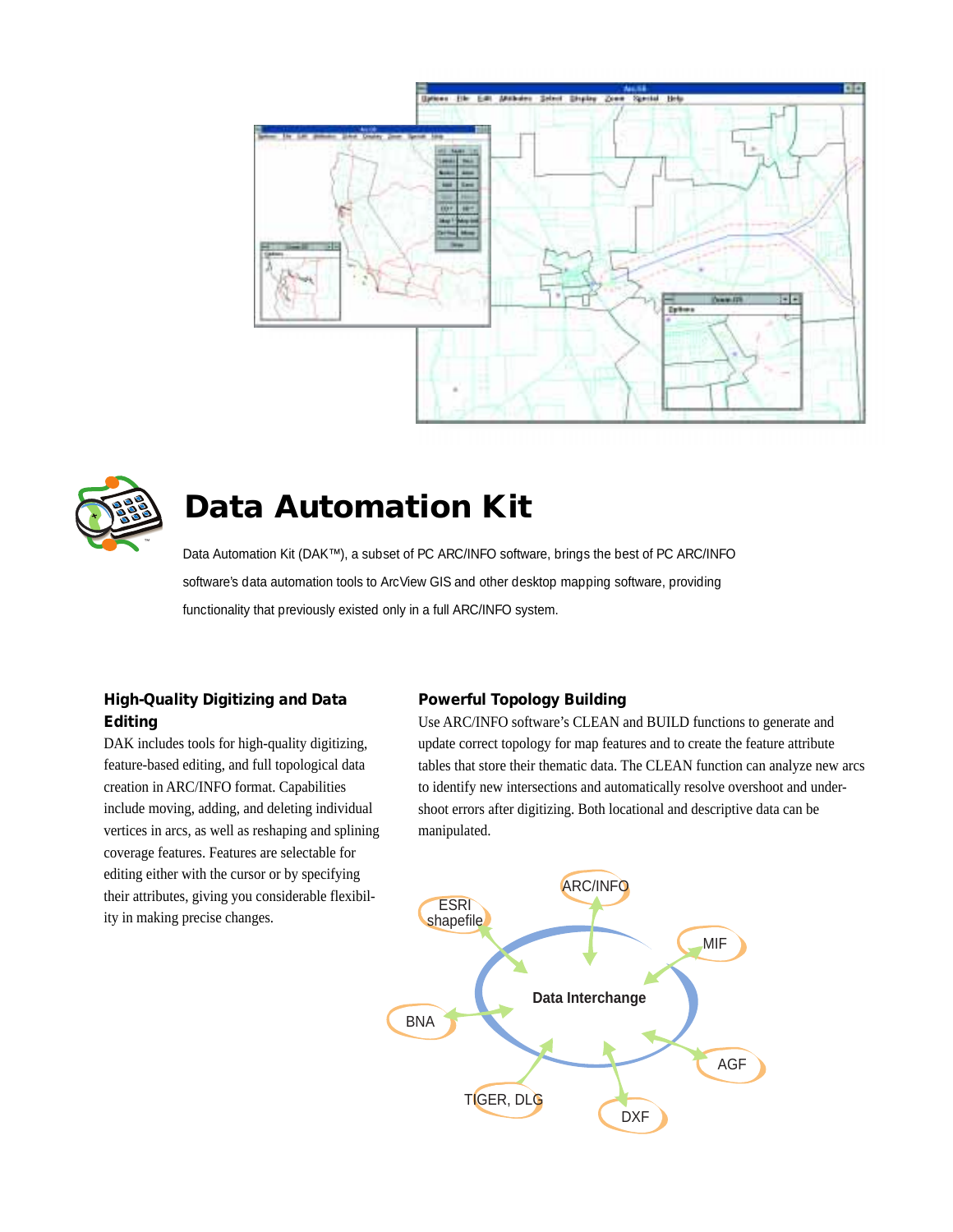# Data Automation Kit

Data Automation Kit (DAK™), a subset of PC ARC/INFO software, brings the best of PC ARC/INFO software's data automation tools to ArcView GIS and other desktop mapping software, providing functionality that previously existed only in a full ARC/INFO system.

### High-Quality Digitizing and Data Editing

DAK includes tools for high-quality digitizing, feature-based editing, and full topological data creation in ARC/INFO format. Capabilities include moving, adding, and deleting individual vertices in arcs, as well as reshaping and splining coverage features. Features are selectable for editing either with the cursor or by specifying their attributes, giving you considerable flexibility in making precise changes.

### Powerful Topology Building

Use ARC/INFO software's CLEAN and BUILD functions to generate and update correct topology for map features and to create the feature attribute tables that store their thematic data. The CLEAN function can analyze new arcs to identify new intersections and automatically resolve overshoot and under-shoot errors after digitizing. Both locational and descriptive data can be manipulated.

Data Interchange

ARC/INFO, MIF, AGF, DXF, TIGER, DLG, BNA, ESRI shapefile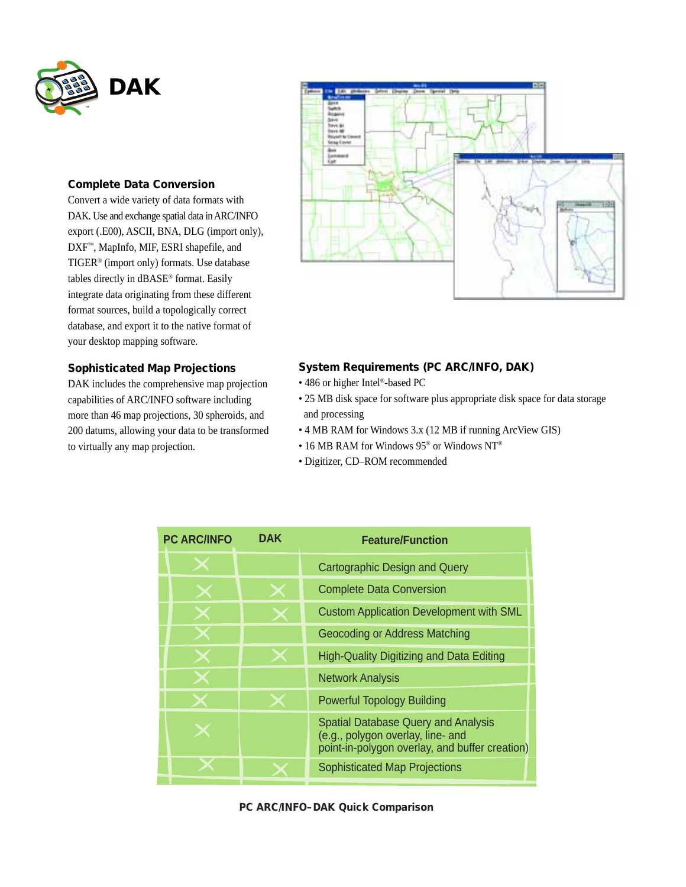# DAK

### Complete Data Conversion

Convert a wide variety of data formats with DAK. Use and exchange spatial data in ARC/INFO export (.E00), ASCII, BNA, DLG (import only), DXF™, MapInfo, MIF, ESRI shapefile, and TIGER® (import only) formats. Use database tables directly in dBASE® format. Easily integrate data originating from these different format sources, build a topologically correct database, and export it to the native format of your desktop mapping software.

### Sophisticated Map Projections

DAK includes the comprehensive map projection capabilities of ARC/INFO software including more than 46 map projections, 30 spheroids, and 200 datums, allowing your data to be transformed to virtually any map projection.

### System Requirements (PC ARC/INFO, DAK)

- 486 or higher Intel®-based PC
- 25 MB disk space for software plus appropriate disk space for data storage and processing
- 4 MB RAM for Windows 3.x (12 MB if running ArcView GIS)
- 16 MB RAM for Windows 95® or Windows NT®
- Digitizer, CD–ROM recommended

| PC ARC/INFO | DAK | Feature/Function |
|---|---|---|
| X | | Cartographic Design and Query |
| X | X | Complete Data Conversion |
| X | X | Custom Application Development with SML |
| X | | Geocoding or Address Matching |
| X | X | High-Quality Digitizing and Data Editing |
| X | | Network Analysis |
| X | X | Powerful Topology Building |
| X | | Spatial Database Query and Analysis (e.g., polygon overlay, line- and point-in-polygon overlay, and buffer creation) |
| X | X | Sophisticated Map Projections |

**PC ARC/INFO–DAK Quick Comparison**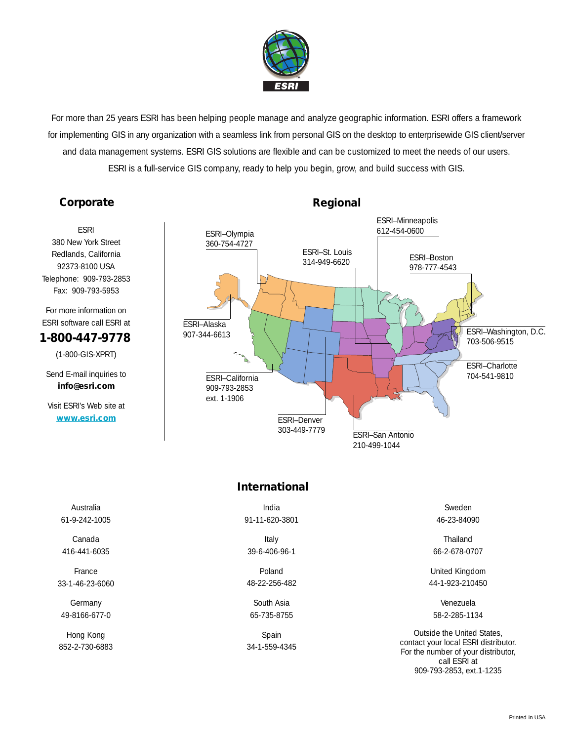For more than 25 years ESRI has been helping people manage and analyze geographic information. ESRI offers a framework for implementing GIS in any organization with a seamless link from personal GIS on the desktop to enterprisewide GIS client/server and data management systems. ESRI GIS solutions are flexible and can be customized to meet the needs of our users. ESRI is a full-service GIS company, ready to help you begin, grow, and build success with GIS.

## Corporate

ESRI
380 New York Street
Redlands, California
92373-8100 USA
Telephone: 909-793-2853
Fax: 909-793-5953

For more information on ESRI software call ESRI at

**1-800-447-9778**

(1-800-GIS-XPRT)

Send E-mail inquiries to
**info@esri.com**

Visit ESRI's Web site at
**www.esri.com**

## Regional

ESRI–Olympia
360-754-4727

ESRI–St. Louis
314-949-6620

ESRI–Minneapolis
612-454-0600

ESRI–Boston
978-777-4543

ESRI–Alaska
907-344-6613

ESRI–Washington, D.C.
703-506-9515

ESRI–Charlotte
704-541-9810

ESRI–California
909-793-2853
ext. 1-1906

ESRI–Denver
303-449-7779

ESRI–San Antonio
210-499-1044

## International

Australia
61-9-242-1005

Canada
416-441-6035

France
33-1-46-23-6060

Germany
49-8166-677-0

Hong Kong
852-2-730-6883

India
91-11-620-3801

Italy
39-6-406-96-1

Poland
48-22-256-482

South Asia
65-735-8755

Spain
34-1-559-4345

Sweden
46-23-84090

Thailand
66-2-678-0707

United Kingdom
44-1-923-210450

Venezuela
58-2-285-1134

Outside the United States, contact your local ESRI distributor. For the number of your distributor, call ESRI at 909-793-2853, ext.1-1235

Printed in USA